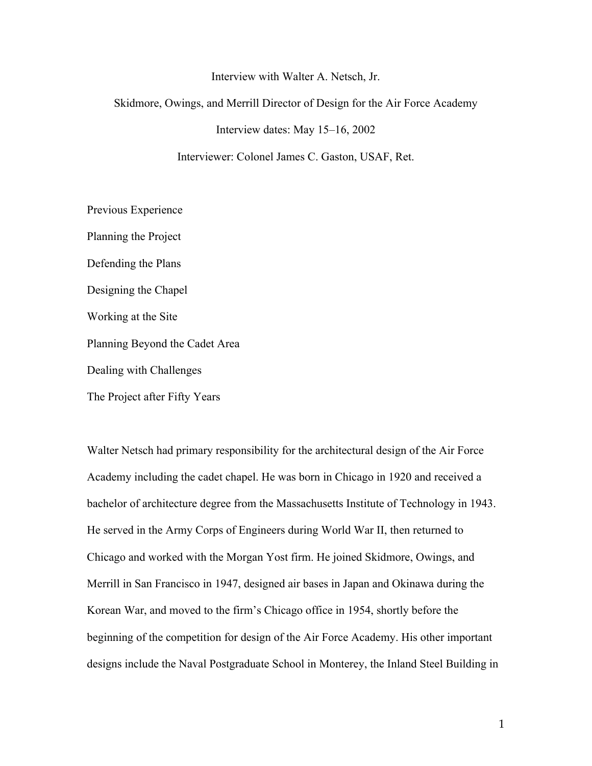# Interview with Walter A. Netsch, Jr.

Skidmore, Owings, and Merrill Director of Design for the Air Force Academy

Interview dates: May 15–16, 2002

Interviewer: Colonel James C. Gaston, USAF, Ret.

Previous Experience

Planning the Project

Defending the Plans

Designing the Chapel

Working at the Site

Planning Beyond the Cadet Area

Dealing with Challenges

The Project after Fifty Years

Walter Netsch had primary responsibility for the architectural design of the Air Force Academy including the cadet chapel. He was born in Chicago in 1920 and received a bachelor of architecture degree from the Massachusetts Institute of Technology in 1943. He served in the Army Corps of Engineers during World War II, then returned to Chicago and worked with the Morgan Yost firm. He joined Skidmore, Owings, and Merrill in San Francisco in 1947, designed air bases in Japan and Okinawa during the Korean War, and moved to the firm's Chicago office in 1954, shortly before the beginning of the competition for design of the Air Force Academy. His other important designs include the Naval Postgraduate School in Monterey, the Inland Steel Building in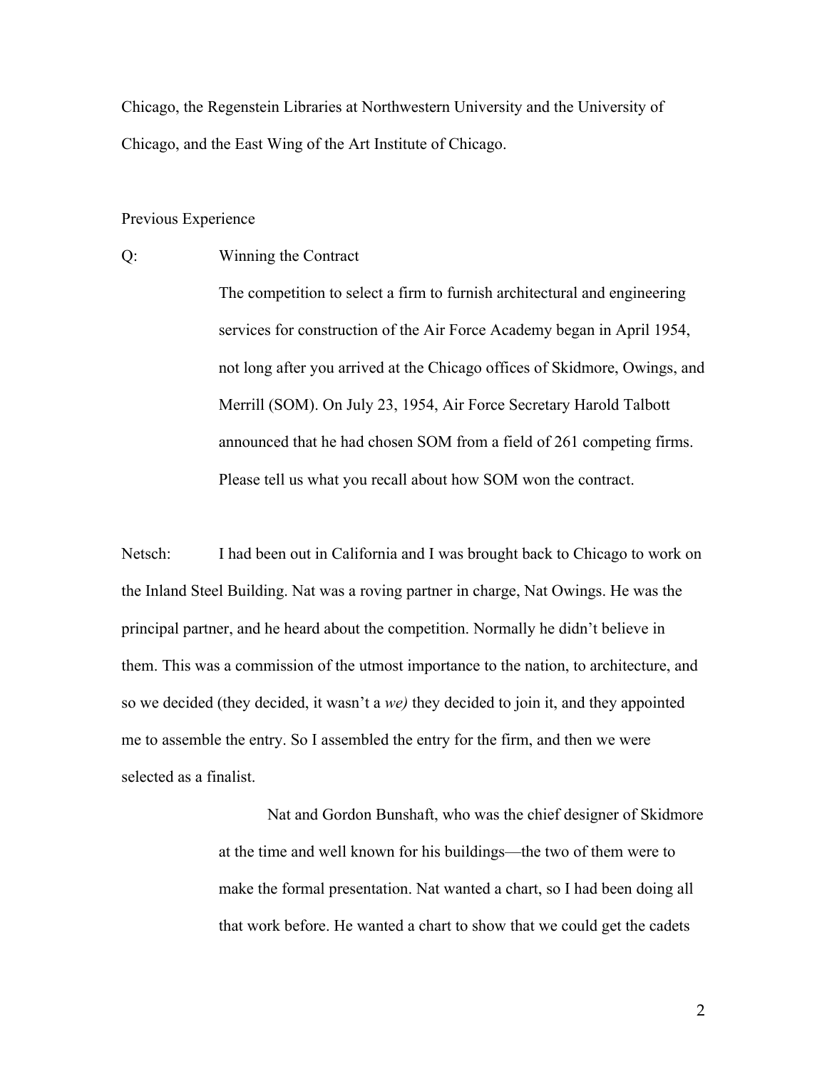Chicago, the Regenstein Libraries at Northwestern University and the University of Chicago, and the East Wing of the Art Institute of Chicago.

Previous Experience

Q: Winning the Contract

The competition to select a firm to furnish architectural and engineering services for construction of the Air Force Academy began in April 1954, not long after you arrived at the Chicago offices of Skidmore, Owings, and Merrill (SOM). On July 23, 1954, Air Force Secretary Harold Talbott announced that he had chosen SOM from a field of 261 competing firms. Please tell us what you recall about how SOM won the contract.

Netsch: I had been out in California and I was brought back to Chicago to work on the Inland Steel Building. Nat was a roving partner in charge, Nat Owings. He was the principal partner, and he heard about the competition. Normally he didn't believe in them. This was a commission of the utmost importance to the nation, to architecture, and so we decided (they decided, it wasn't a *we)* they decided to join it, and they appointed me to assemble the entry. So I assembled the entry for the firm, and then we were selected as a finalist.

Nat and Gordon Bunshaft, who was the chief designer of Skidmore at the time and well known for his buildings—the two of them were to make the formal presentation. Nat wanted a chart, so I had been doing all that work before. He wanted a chart to show that we could get the cadets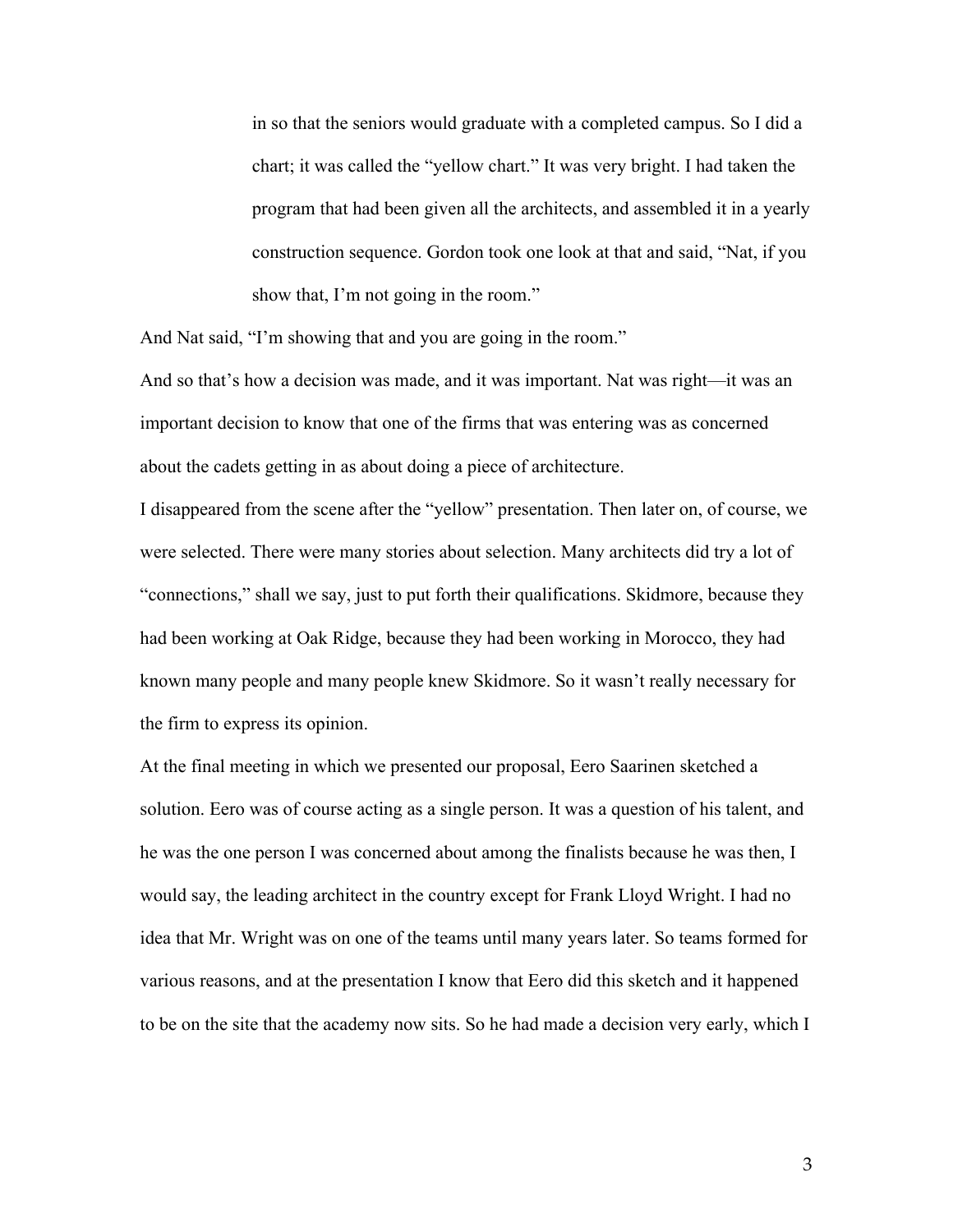> in so that the seniors would graduate with a completed campus. So I did a chart; it was called the "yellow chart." It was very bright. I had taken the program that had been given all the architects, and assembled it in a yearly construction sequence. Gordon took one look at that and said, "Nat, if you show that, I'm not going in the room."

And Nat said, "I'm showing that and you are going in the room."

And so that's how a decision was made, and it was important. Nat was right—it was an important decision to know that one of the firms that was entering was as concerned about the cadets getting in as about doing a piece of architecture.

I disappeared from the scene after the "yellow" presentation. Then later on, of course, we were selected. There were many stories about selection. Many architects did try a lot of "connections," shall we say, just to put forth their qualifications. Skidmore, because they had been working at Oak Ridge, because they had been working in Morocco, they had known many people and many people knew Skidmore. So it wasn't really necessary for the firm to express its opinion.

At the final meeting in which we presented our proposal, Eero Saarinen sketched a solution. Eero was of course acting as a single person. It was a question of his talent, and he was the one person I was concerned about among the finalists because he was then, I would say, the leading architect in the country except for Frank Lloyd Wright. I had no idea that Mr. Wright was on one of the teams until many years later. So teams formed for various reasons, and at the presentation I know that Eero did this sketch and it happened to be on the site that the academy now sits. So he had made a decision very early, which I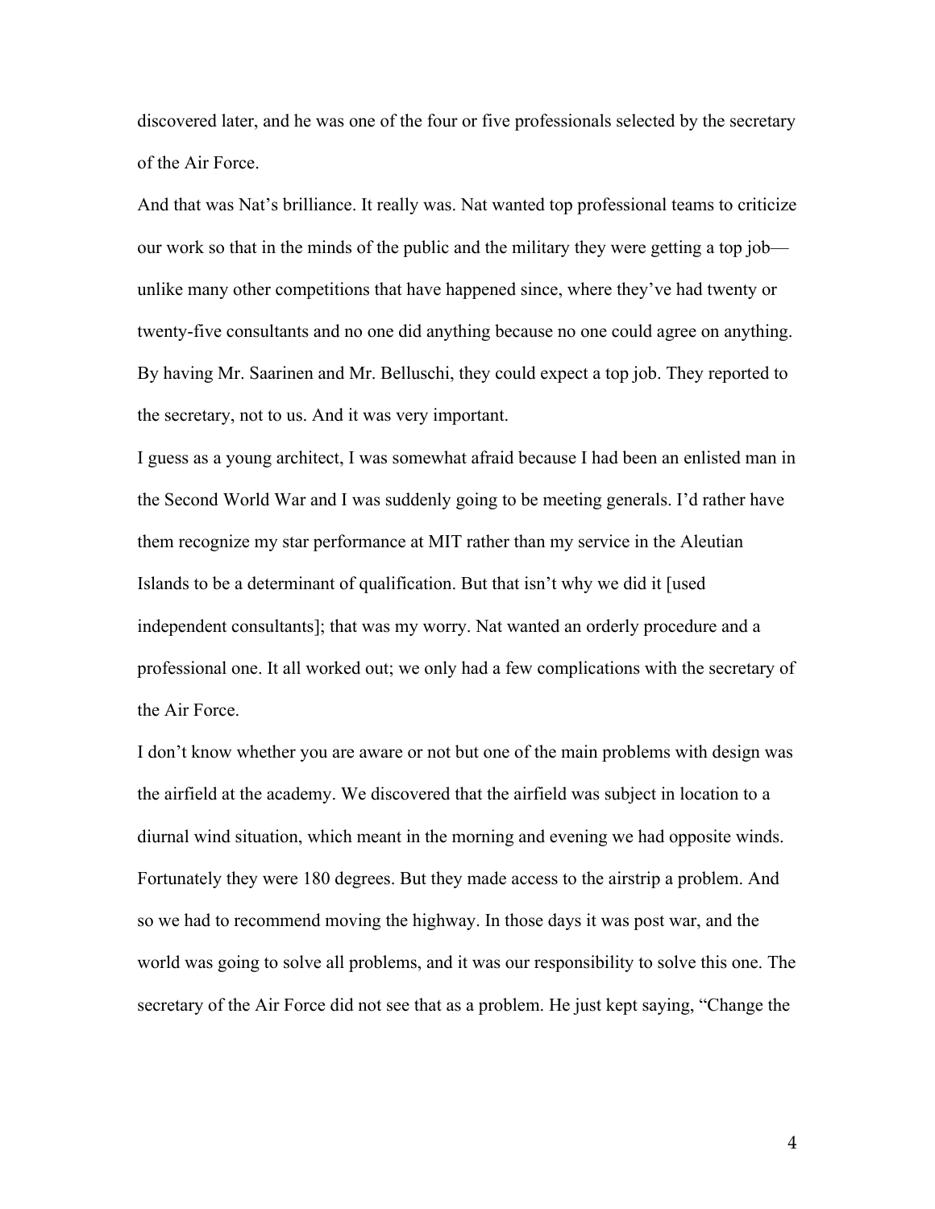discovered later, and he was one of the four or five professionals selected by the secretary of the Air Force.

And that was Nat's brilliance. It really was. Nat wanted top professional teams to criticize our work so that in the minds of the public and the military they were getting a top job—unlike many other competitions that have happened since, where they've had twenty or twenty-five consultants and no one did anything because no one could agree on anything. By having Mr. Saarinen and Mr. Belluschi, they could expect a top job. They reported to the secretary, not to us. And it was very important.

I guess as a young architect, I was somewhat afraid because I had been an enlisted man in the Second World War and I was suddenly going to be meeting generals. I'd rather have them recognize my star performance at MIT rather than my service in the Aleutian Islands to be a determinant of qualification. But that isn't why we did it [used independent consultants]; that was my worry. Nat wanted an orderly procedure and a professional one. It all worked out; we only had a few complications with the secretary of the Air Force.

I don't know whether you are aware or not but one of the main problems with design was the airfield at the academy. We discovered that the airfield was subject in location to a diurnal wind situation, which meant in the morning and evening we had opposite winds. Fortunately they were 180 degrees. But they made access to the airstrip a problem. And so we had to recommend moving the highway. In those days it was post war, and the world was going to solve all problems, and it was our responsibility to solve this one. The secretary of the Air Force did not see that as a problem. He just kept saying, "Change the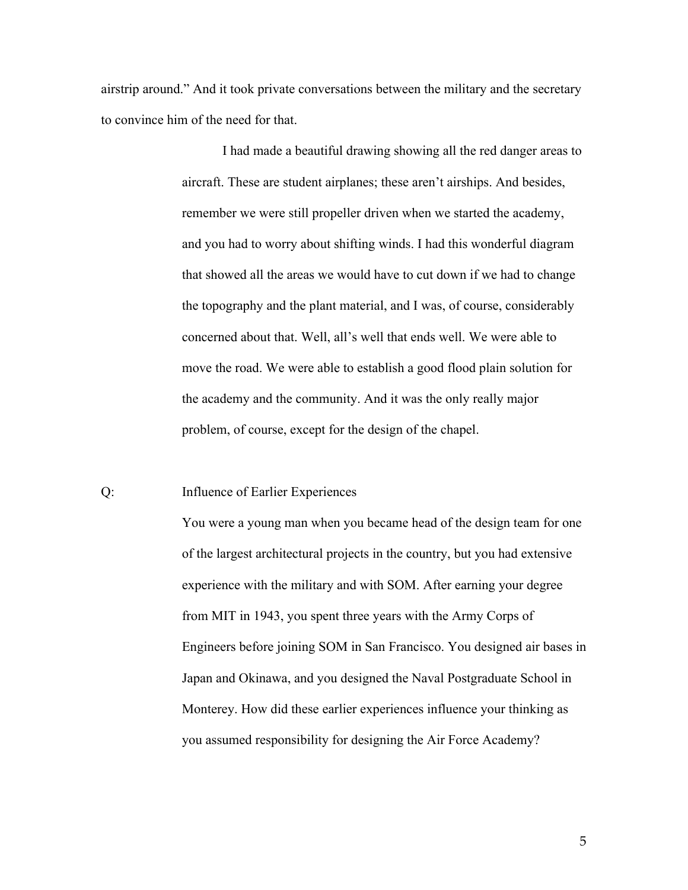airstrip around." And it took private conversations between the military and the secretary to convince him of the need for that.

> I had made a beautiful drawing showing all the red danger areas to aircraft. These are student airplanes; these aren't airships. And besides, remember we were still propeller driven when we started the academy, and you had to worry about shifting winds. I had this wonderful diagram that showed all the areas we would have to cut down if we had to change the topography and the plant material, and I was, of course, considerably concerned about that. Well, all's well that ends well. We were able to move the road. We were able to establish a good flood plain solution for the academy and the community. And it was the only really major problem, of course, except for the design of the chapel.

Q: Influence of Earlier Experiences

You were a young man when you became head of the design team for one of the largest architectural projects in the country, but you had extensive experience with the military and with SOM. After earning your degree from MIT in 1943, you spent three years with the Army Corps of Engineers before joining SOM in San Francisco. You designed air bases in Japan and Okinawa, and you designed the Naval Postgraduate School in Monterey. How did these earlier experiences influence your thinking as you assumed responsibility for designing the Air Force Academy?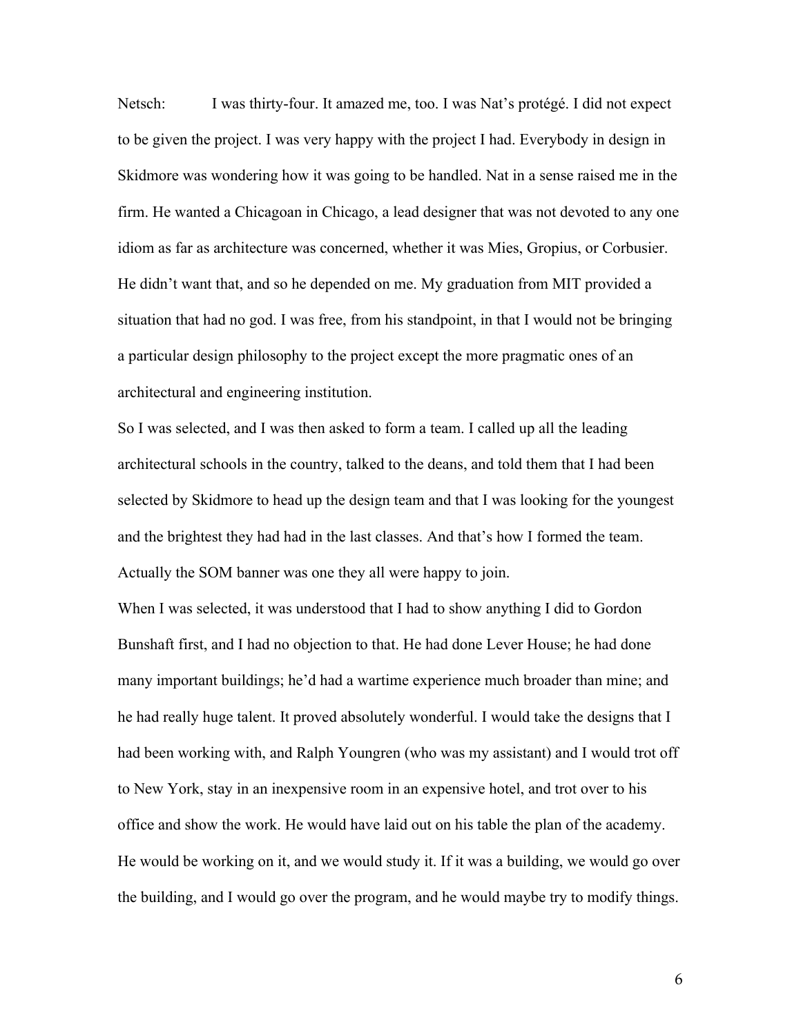Netsch: I was thirty-four. It amazed me, too. I was Nat's protégé. I did not expect to be given the project. I was very happy with the project I had. Everybody in design in Skidmore was wondering how it was going to be handled. Nat in a sense raised me in the firm. He wanted a Chicagoan in Chicago, a lead designer that was not devoted to any one idiom as far as architecture was concerned, whether it was Mies, Gropius, or Corbusier. He didn't want that, and so he depended on me. My graduation from MIT provided a situation that had no god. I was free, from his standpoint, in that I would not be bringing a particular design philosophy to the project except the more pragmatic ones of an architectural and engineering institution.

So I was selected, and I was then asked to form a team. I called up all the leading architectural schools in the country, talked to the deans, and told them that I had been selected by Skidmore to head up the design team and that I was looking for the youngest and the brightest they had had in the last classes. And that's how I formed the team. Actually the SOM banner was one they all were happy to join.

When I was selected, it was understood that I had to show anything I did to Gordon Bunshaft first, and I had no objection to that. He had done Lever House; he had done many important buildings; he'd had a wartime experience much broader than mine; and he had really huge talent. It proved absolutely wonderful. I would take the designs that I had been working with, and Ralph Youngren (who was my assistant) and I would trot off to New York, stay in an inexpensive room in an expensive hotel, and trot over to his office and show the work. He would have laid out on his table the plan of the academy. He would be working on it, and we would study it. If it was a building, we would go over the building, and I would go over the program, and he would maybe try to modify things.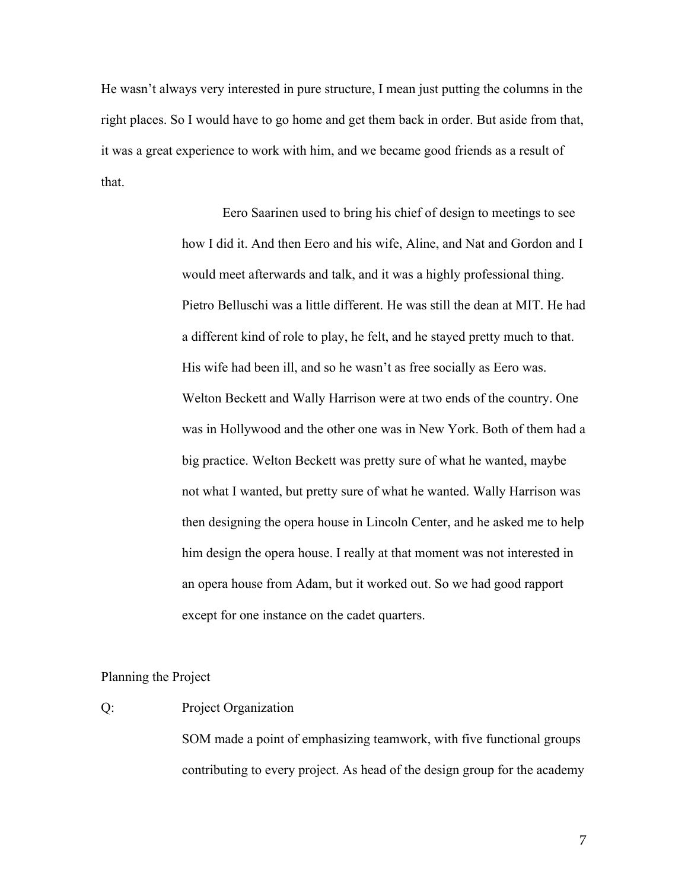He wasn't always very interested in pure structure, I mean just putting the columns in the right places. So I would have to go home and get them back in order. But aside from that, it was a great experience to work with him, and we became good friends as a result of that.

Eero Saarinen used to bring his chief of design to meetings to see how I did it. And then Eero and his wife, Aline, and Nat and Gordon and I would meet afterwards and talk, and it was a highly professional thing. Pietro Belluschi was a little different. He was still the dean at MIT. He had a different kind of role to play, he felt, and he stayed pretty much to that. His wife had been ill, and so he wasn't as free socially as Eero was. Welton Beckett and Wally Harrison were at two ends of the country. One was in Hollywood and the other one was in New York. Both of them had a big practice. Welton Beckett was pretty sure of what he wanted, maybe not what I wanted, but pretty sure of what he wanted. Wally Harrison was then designing the opera house in Lincoln Center, and he asked me to help him design the opera house. I really at that moment was not interested in an opera house from Adam, but it worked out. So we had good rapport except for one instance on the cadet quarters.

## Planning the Project

Q: Project Organization

SOM made a point of emphasizing teamwork, with five functional groups contributing to every project. As head of the design group for the academy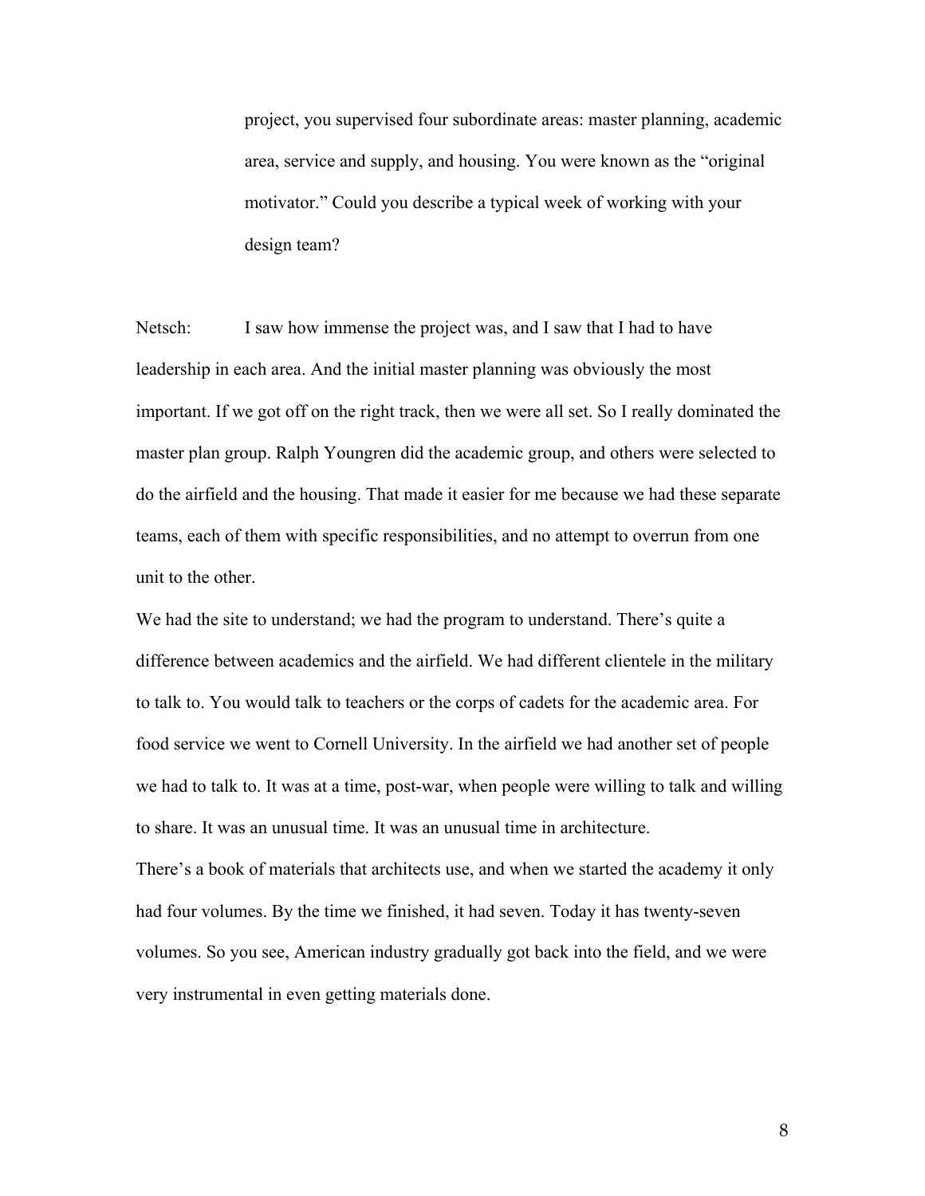project, you supervised four subordinate areas: master planning, academic area, service and supply, and housing. You were known as the "original motivator." Could you describe a typical week of working with your design team?

Netsch: I saw how immense the project was, and I saw that I had to have leadership in each area. And the initial master planning was obviously the most important. If we got off on the right track, then we were all set. So I really dominated the master plan group. Ralph Youngren did the academic group, and others were selected to do the airfield and the housing. That made it easier for me because we had these separate teams, each of them with specific responsibilities, and no attempt to overrun from one unit to the other.

We had the site to understand; we had the program to understand. There's quite a difference between academics and the airfield. We had different clientele in the military to talk to. You would talk to teachers or the corps of cadets for the academic area. For food service we went to Cornell University. In the airfield we had another set of people we had to talk to. It was at a time, post-war, when people were willing to talk and willing to share. It was an unusual time. It was an unusual time in architecture.

There's a book of materials that architects use, and when we started the academy it only had four volumes. By the time we finished, it had seven. Today it has twenty-seven volumes. So you see, American industry gradually got back into the field, and we were very instrumental in even getting materials done.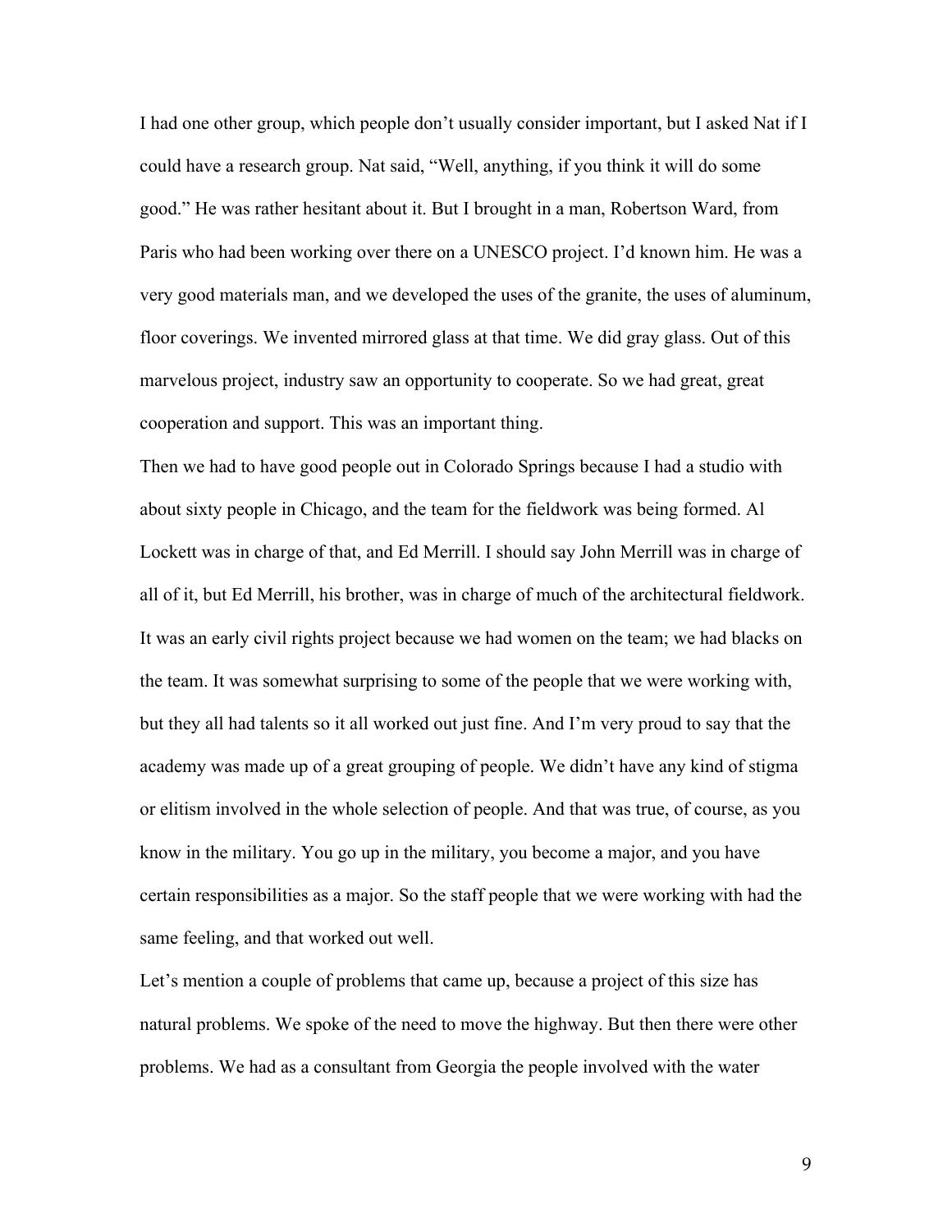I had one other group, which people don't usually consider important, but I asked Nat if I could have a research group. Nat said, "Well, anything, if you think it will do some good." He was rather hesitant about it. But I brought in a man, Robertson Ward, from Paris who had been working over there on a UNESCO project. I'd known him. He was a very good materials man, and we developed the uses of the granite, the uses of aluminum, floor coverings. We invented mirrored glass at that time. We did gray glass. Out of this marvelous project, industry saw an opportunity to cooperate. So we had great, great cooperation and support. This was an important thing.

Then we had to have good people out in Colorado Springs because I had a studio with about sixty people in Chicago, and the team for the fieldwork was being formed. Al Lockett was in charge of that, and Ed Merrill. I should say John Merrill was in charge of all of it, but Ed Merrill, his brother, was in charge of much of the architectural fieldwork. It was an early civil rights project because we had women on the team; we had blacks on the team. It was somewhat surprising to some of the people that we were working with, but they all had talents so it all worked out just fine. And I'm very proud to say that the academy was made up of a great grouping of people. We didn't have any kind of stigma or elitism involved in the whole selection of people. And that was true, of course, as you know in the military. You go up in the military, you become a major, and you have certain responsibilities as a major. So the staff people that we were working with had the same feeling, and that worked out well.

Let's mention a couple of problems that came up, because a project of this size has natural problems. We spoke of the need to move the highway. But then there were other problems. We had as a consultant from Georgia the people involved with the water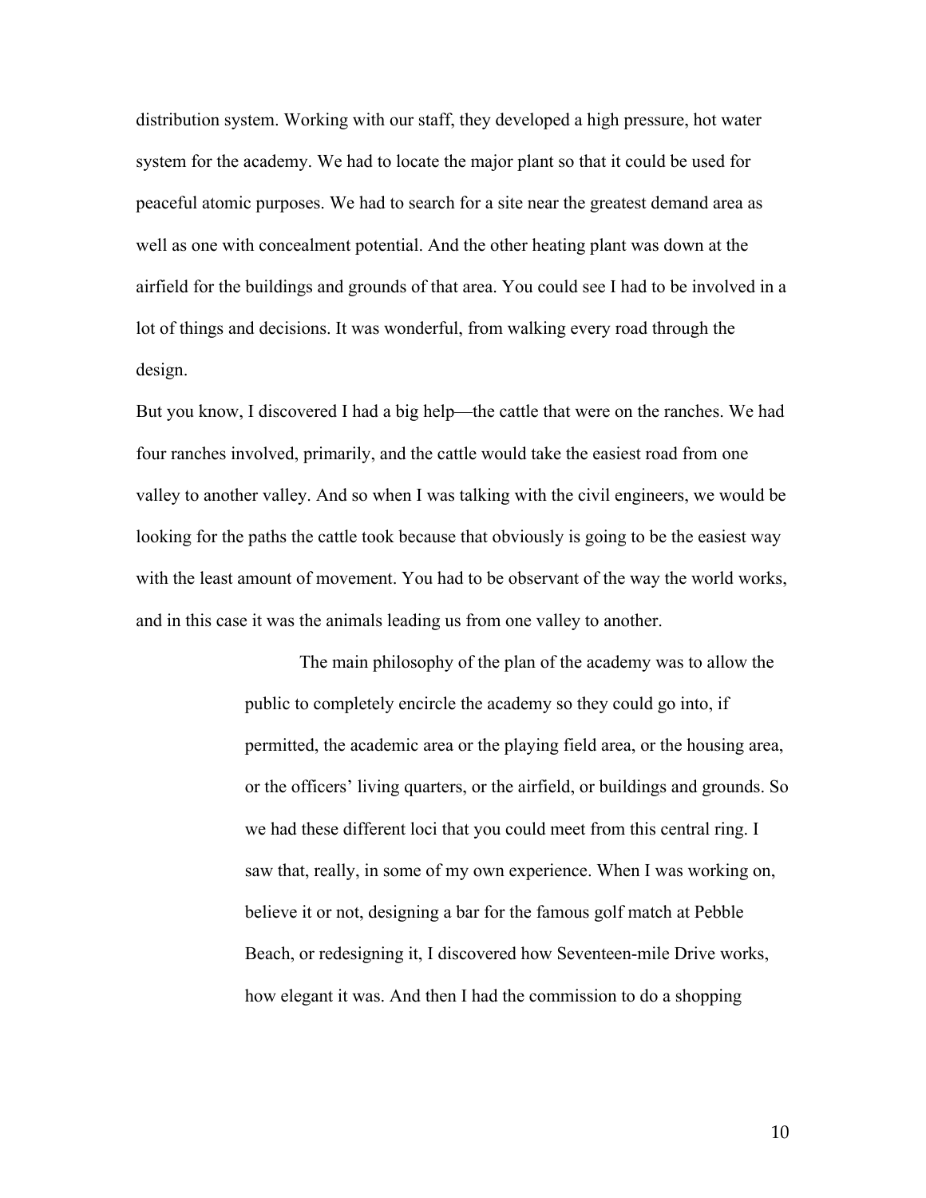distribution system. Working with our staff, they developed a high pressure, hot water system for the academy. We had to locate the major plant so that it could be used for peaceful atomic purposes. We had to search for a site near the greatest demand area as well as one with concealment potential. And the other heating plant was down at the airfield for the buildings and grounds of that area. You could see I had to be involved in a lot of things and decisions. It was wonderful, from walking every road through the design.

But you know, I discovered I had a big help—the cattle that were on the ranches. We had four ranches involved, primarily, and the cattle would take the easiest road from one valley to another valley. And so when I was talking with the civil engineers, we would be looking for the paths the cattle took because that obviously is going to be the easiest way with the least amount of movement. You had to be observant of the way the world works, and in this case it was the animals leading us from one valley to another.

> The main philosophy of the plan of the academy was to allow the public to completely encircle the academy so they could go into, if permitted, the academic area or the playing field area, or the housing area, or the officers' living quarters, or the airfield, or buildings and grounds. So we had these different loci that you could meet from this central ring. I saw that, really, in some of my own experience. When I was working on, believe it or not, designing a bar for the famous golf match at Pebble Beach, or redesigning it, I discovered how Seventeen-mile Drive works, how elegant it was. And then I had the commission to do a shopping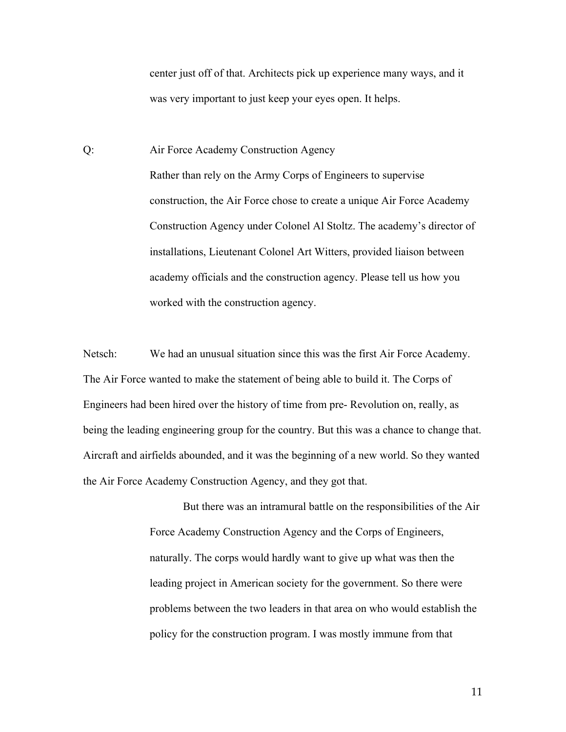center just off of that. Architects pick up experience many ways, and it was very important to just keep your eyes open. It helps.

Q: Air Force Academy Construction Agency

Rather than rely on the Army Corps of Engineers to supervise construction, the Air Force chose to create a unique Air Force Academy Construction Agency under Colonel Al Stoltz. The academy's director of installations, Lieutenant Colonel Art Witters, provided liaison between academy officials and the construction agency. Please tell us how you worked with the construction agency.

Netsch: We had an unusual situation since this was the first Air Force Academy. The Air Force wanted to make the statement of being able to build it. The Corps of Engineers had been hired over the history of time from pre- Revolution on, really, as being the leading engineering group for the country. But this was a chance to change that. Aircraft and airfields abounded, and it was the beginning of a new world. So they wanted the Air Force Academy Construction Agency, and they got that.

But there was an intramural battle on the responsibilities of the Air Force Academy Construction Agency and the Corps of Engineers, naturally. The corps would hardly want to give up what was then the leading project in American society for the government. So there were problems between the two leaders in that area on who would establish the policy for the construction program. I was mostly immune from that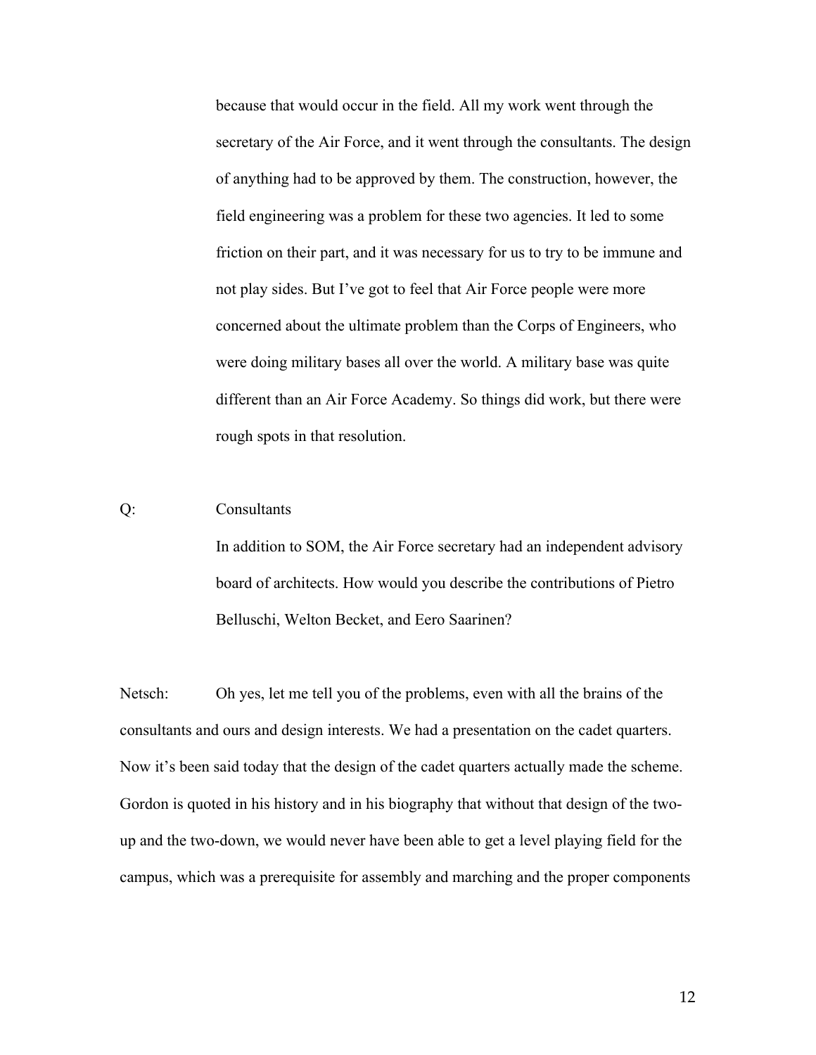because that would occur in the field. All my work went through the secretary of the Air Force, and it went through the consultants. The design of anything had to be approved by them. The construction, however, the field engineering was a problem for these two agencies. It led to some friction on their part, and it was necessary for us to try to be immune and not play sides. But I've got to feel that Air Force people were more concerned about the ultimate problem than the Corps of Engineers, who were doing military bases all over the world. A military base was quite different than an Air Force Academy. So things did work, but there were rough spots in that resolution.

Q: Consultants

In addition to SOM, the Air Force secretary had an independent advisory board of architects. How would you describe the contributions of Pietro Belluschi, Welton Becket, and Eero Saarinen?

Netsch: Oh yes, let me tell you of the problems, even with all the brains of the consultants and ours and design interests. We had a presentation on the cadet quarters. Now it's been said today that the design of the cadet quarters actually made the scheme. Gordon is quoted in his history and in his biography that without that design of the two-up and the two-down, we would never have been able to get a level playing field for the campus, which was a prerequisite for assembly and marching and the proper components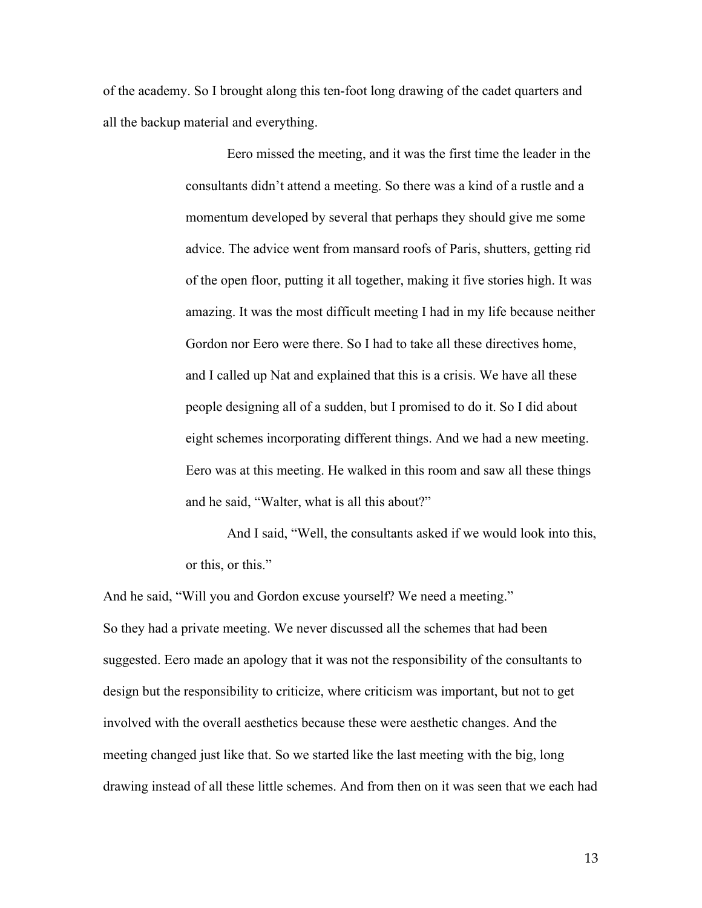of the academy. So I brought along this ten-foot long drawing of the cadet quarters and all the backup material and everything.

> Eero missed the meeting, and it was the first time the leader in the consultants didn't attend a meeting. So there was a kind of a rustle and a momentum developed by several that perhaps they should give me some advice. The advice went from mansard roofs of Paris, shutters, getting rid of the open floor, putting it all together, making it five stories high. It was amazing. It was the most difficult meeting I had in my life because neither Gordon nor Eero were there. So I had to take all these directives home, and I called up Nat and explained that this is a crisis. We have all these people designing all of a sudden, but I promised to do it. So I did about eight schemes incorporating different things. And we had a new meeting. Eero was at this meeting. He walked in this room and saw all these things and he said, "Walter, what is all this about?"
>
> And I said, "Well, the consultants asked if we would look into this, or this, or this."

And he said, "Will you and Gordon excuse yourself? We need a meeting."

So they had a private meeting. We never discussed all the schemes that had been suggested. Eero made an apology that it was not the responsibility of the consultants to design but the responsibility to criticize, where criticism was important, but not to get involved with the overall aesthetics because these were aesthetic changes. And the meeting changed just like that. So we started like the last meeting with the big, long drawing instead of all these little schemes. And from then on it was seen that we each had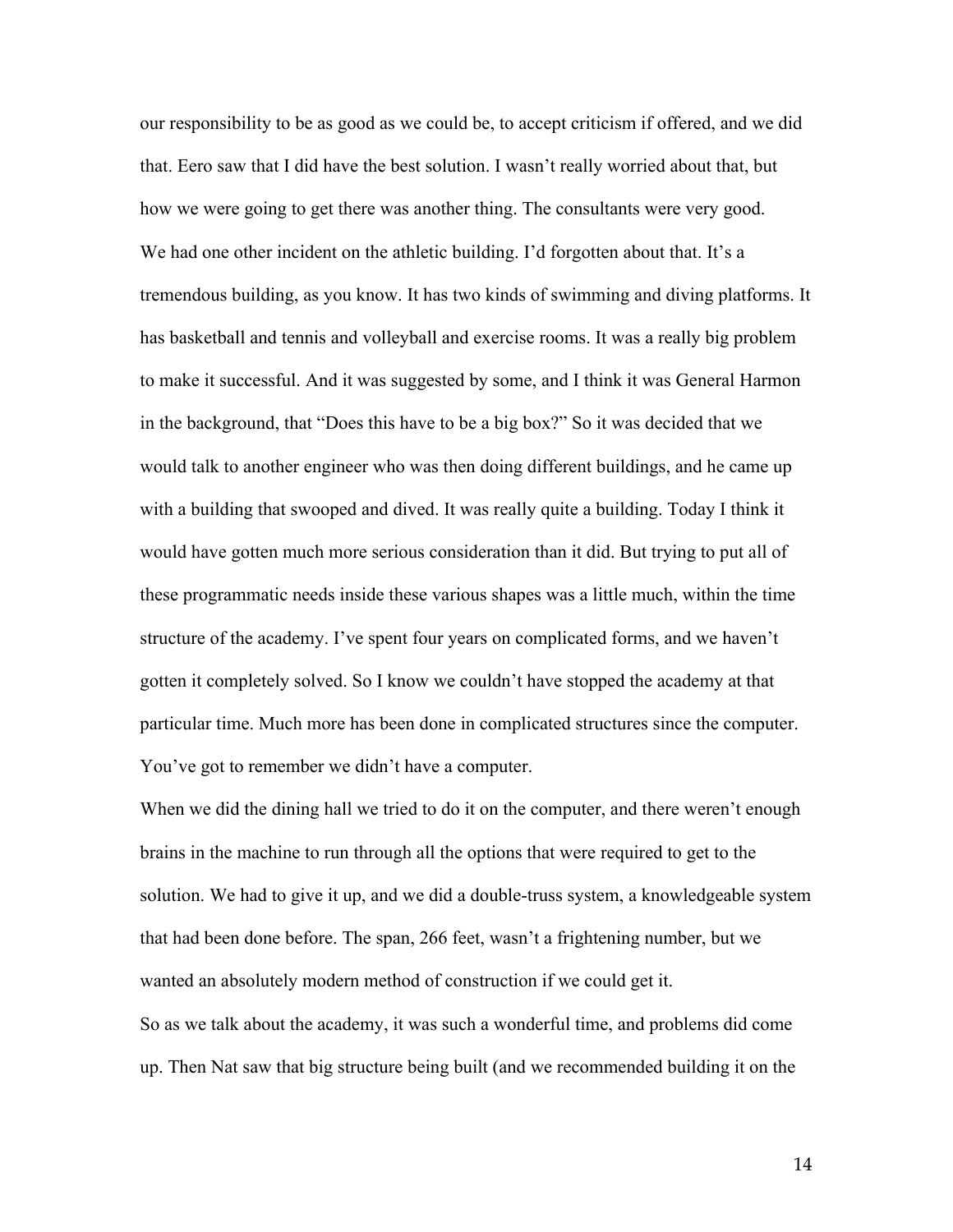our responsibility to be as good as we could be, to accept criticism if offered, and we did that. Eero saw that I did have the best solution. I wasn't really worried about that, but how we were going to get there was another thing. The consultants were very good.

We had one other incident on the athletic building. I'd forgotten about that. It's a tremendous building, as you know. It has two kinds of swimming and diving platforms. It has basketball and tennis and volleyball and exercise rooms. It was a really big problem to make it successful. And it was suggested by some, and I think it was General Harmon in the background, that "Does this have to be a big box?" So it was decided that we would talk to another engineer who was then doing different buildings, and he came up with a building that swooped and dived. It was really quite a building. Today I think it would have gotten much more serious consideration than it did. But trying to put all of these programmatic needs inside these various shapes was a little much, within the time structure of the academy. I've spent four years on complicated forms, and we haven't gotten it completely solved. So I know we couldn't have stopped the academy at that particular time. Much more has been done in complicated structures since the computer. You've got to remember we didn't have a computer.

When we did the dining hall we tried to do it on the computer, and there weren't enough brains in the machine to run through all the options that were required to get to the solution. We had to give it up, and we did a double-truss system, a knowledgeable system that had been done before. The span, 266 feet, wasn't a frightening number, but we wanted an absolutely modern method of construction if we could get it.

So as we talk about the academy, it was such a wonderful time, and problems did come up. Then Nat saw that big structure being built (and we recommended building it on the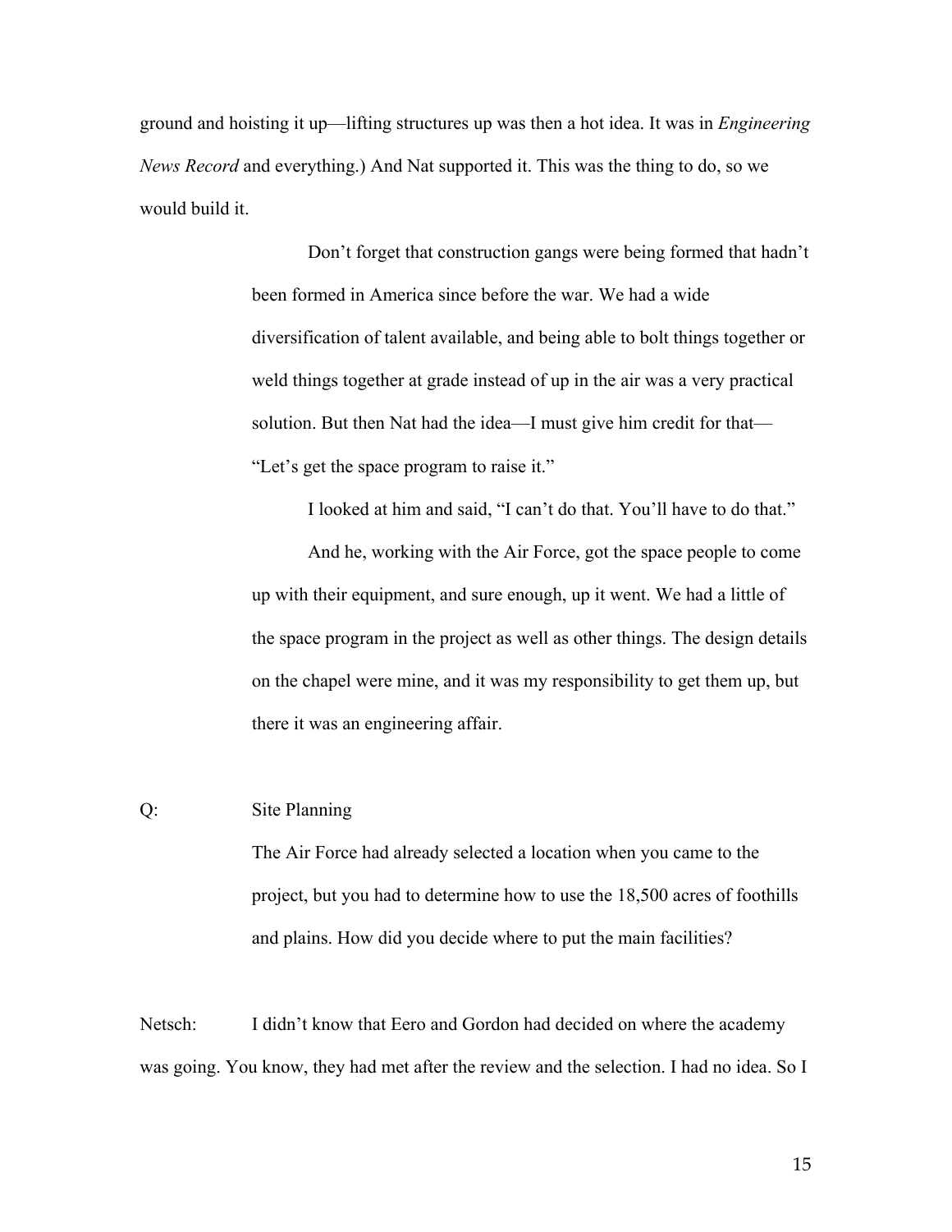ground and hoisting it up—lifting structures up was then a hot idea. It was in *Engineering News Record* and everything.) And Nat supported it. This was the thing to do, so we would build it.

> Don't forget that construction gangs were being formed that hadn't been formed in America since before the war. We had a wide diversification of talent available, and being able to bolt things together or weld things together at grade instead of up in the air was a very practical solution. But then Nat had the idea—I must give him credit for that—"Let's get the space program to raise it."
>
> I looked at him and said, "I can't do that. You'll have to do that."
>
> And he, working with the Air Force, got the space people to come up with their equipment, and sure enough, up it went. We had a little of the space program in the project as well as other things. The design details on the chapel were mine, and it was my responsibility to get them up, but there it was an engineering affair.

Q: Site Planning

The Air Force had already selected a location when you came to the project, but you had to determine how to use the 18,500 acres of foothills and plains. How did you decide where to put the main facilities?

Netsch: I didn't know that Eero and Gordon had decided on where the academy was going. You know, they had met after the review and the selection. I had no idea. So I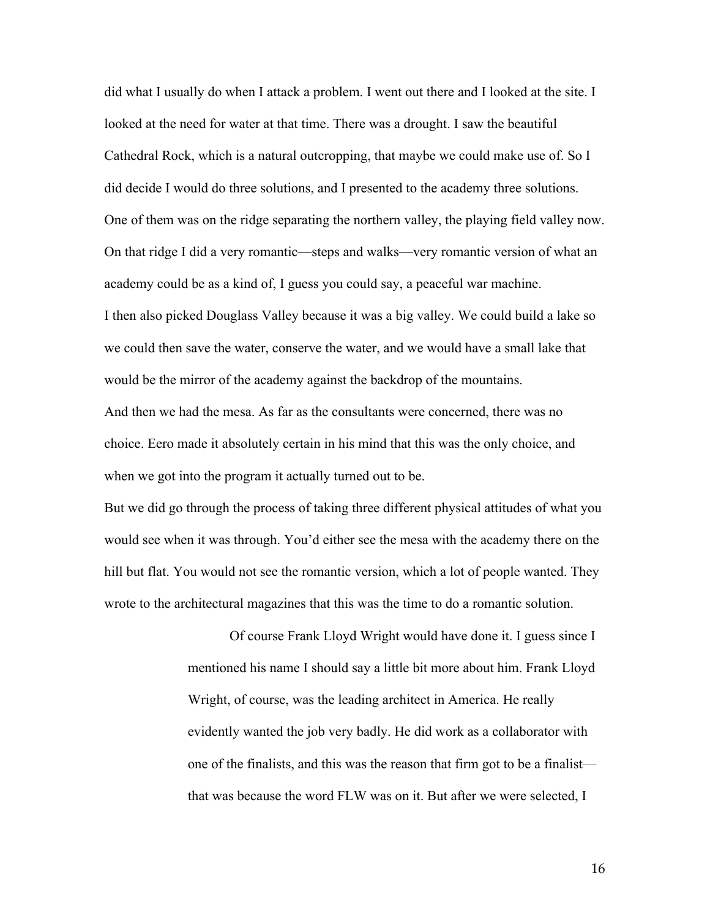did what I usually do when I attack a problem. I went out there and I looked at the site. I looked at the need for water at that time. There was a drought. I saw the beautiful Cathedral Rock, which is a natural outcropping, that maybe we could make use of. So I did decide I would do three solutions, and I presented to the academy three solutions. One of them was on the ridge separating the northern valley, the playing field valley now. On that ridge I did a very romantic—steps and walks—very romantic version of what an academy could be as a kind of, I guess you could say, a peaceful war machine.

I then also picked Douglass Valley because it was a big valley. We could build a lake so we could then save the water, conserve the water, and we would have a small lake that would be the mirror of the academy against the backdrop of the mountains.

And then we had the mesa. As far as the consultants were concerned, there was no choice. Eero made it absolutely certain in his mind that this was the only choice, and when we got into the program it actually turned out to be.

But we did go through the process of taking three different physical attitudes of what you would see when it was through. You'd either see the mesa with the academy there on the hill but flat. You would not see the romantic version, which a lot of people wanted. They wrote to the architectural magazines that this was the time to do a romantic solution.

> Of course Frank Lloyd Wright would have done it. I guess since I mentioned his name I should say a little bit more about him. Frank Lloyd Wright, of course, was the leading architect in America. He really evidently wanted the job very badly. He did work as a collaborator with one of the finalists, and this was the reason that firm got to be a finalist—that was because the word FLW was on it. But after we were selected, I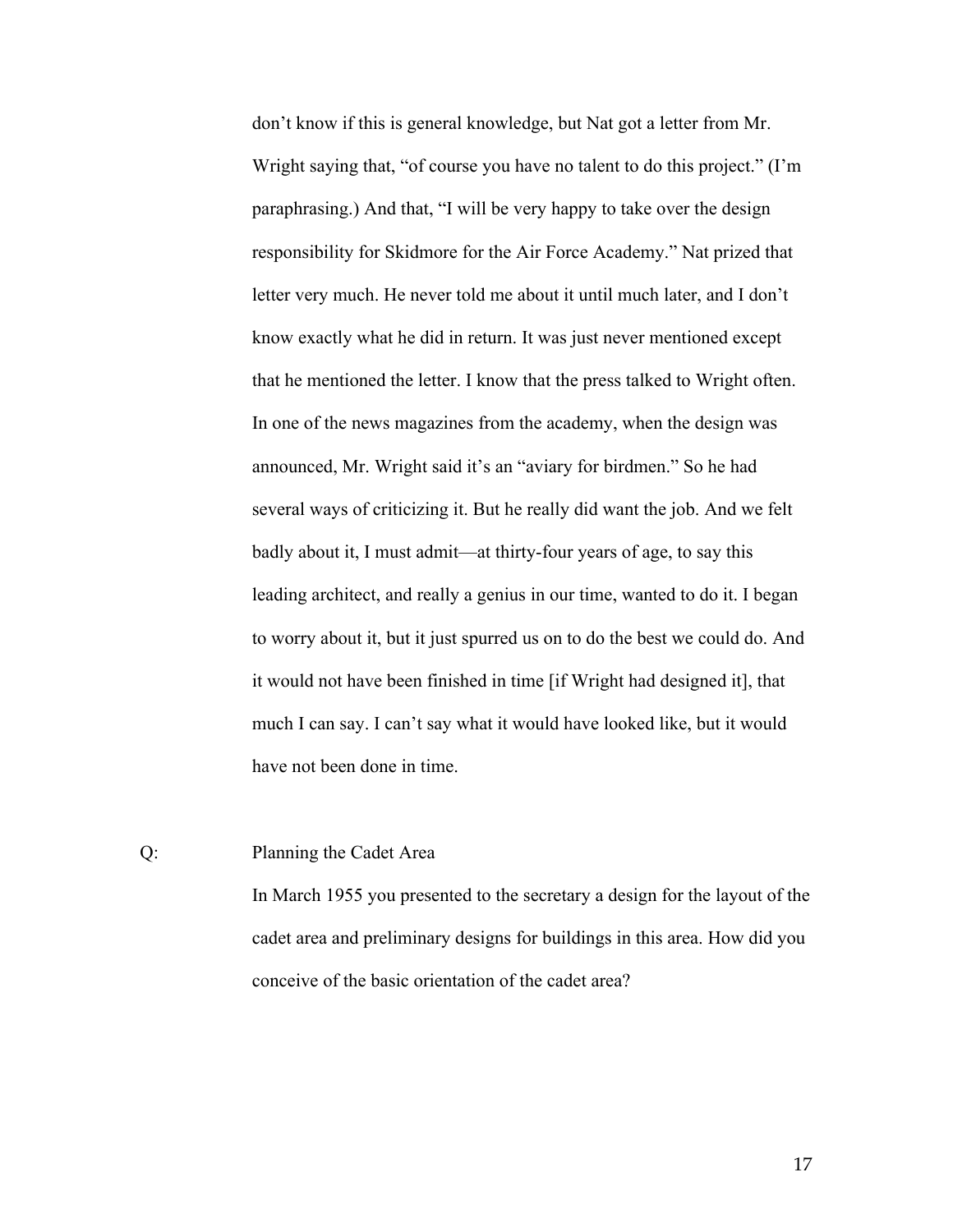don't know if this is general knowledge, but Nat got a letter from Mr. Wright saying that, "of course you have no talent to do this project." (I'm paraphrasing.) And that, "I will be very happy to take over the design responsibility for Skidmore for the Air Force Academy." Nat prized that letter very much. He never told me about it until much later, and I don't know exactly what he did in return. It was just never mentioned except that he mentioned the letter. I know that the press talked to Wright often. In one of the news magazines from the academy, when the design was announced, Mr. Wright said it's an "aviary for birdmen." So he had several ways of criticizing it. But he really did want the job. And we felt badly about it, I must admit—at thirty-four years of age, to say this leading architect, and really a genius in our time, wanted to do it. I began to worry about it, but it just spurred us on to do the best we could do. And it would not have been finished in time [if Wright had designed it], that much I can say. I can't say what it would have looked like, but it would have not been done in time.

Q: Planning the Cadet Area

In March 1955 you presented to the secretary a design for the layout of the cadet area and preliminary designs for buildings in this area. How did you conceive of the basic orientation of the cadet area?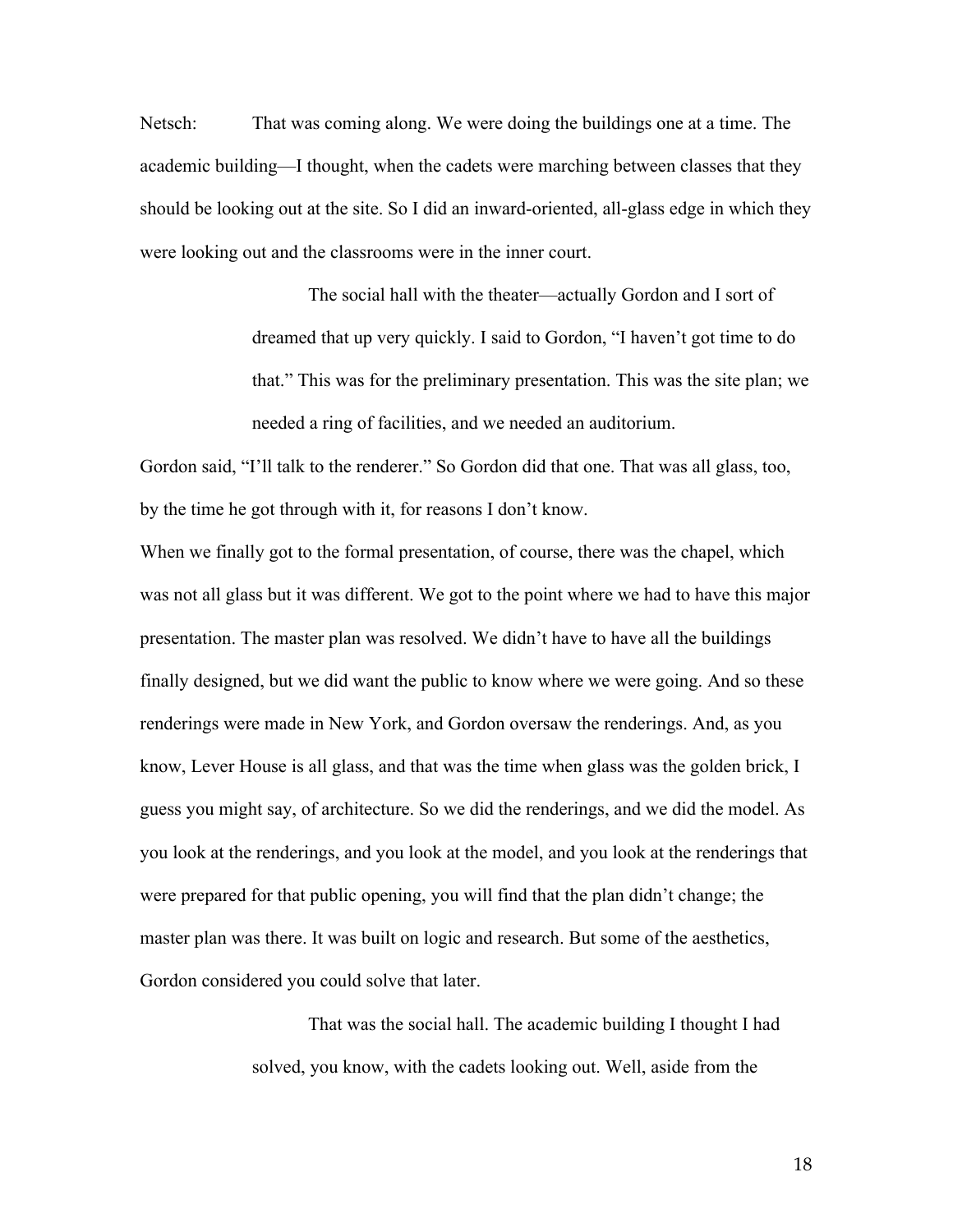Netsch: That was coming along. We were doing the buildings one at a time. The academic building—I thought, when the cadets were marching between classes that they should be looking out at the site. So I did an inward-oriented, all-glass edge in which they were looking out and the classrooms were in the inner court.

The social hall with the theater—actually Gordon and I sort of dreamed that up very quickly. I said to Gordon, "I haven't got time to do that." This was for the preliminary presentation. This was the site plan; we needed a ring of facilities, and we needed an auditorium.

Gordon said, "I'll talk to the renderer." So Gordon did that one. That was all glass, too, by the time he got through with it, for reasons I don't know.

When we finally got to the formal presentation, of course, there was the chapel, which was not all glass but it was different. We got to the point where we had to have this major presentation. The master plan was resolved. We didn't have to have all the buildings finally designed, but we did want the public to know where we were going. And so these renderings were made in New York, and Gordon oversaw the renderings. And, as you know, Lever House is all glass, and that was the time when glass was the golden brick, I guess you might say, of architecture. So we did the renderings, and we did the model. As you look at the renderings, and you look at the model, and you look at the renderings that were prepared for that public opening, you will find that the plan didn't change; the master plan was there. It was built on logic and research. But some of the aesthetics, Gordon considered you could solve that later.

That was the social hall. The academic building I thought I had solved, you know, with the cadets looking out. Well, aside from the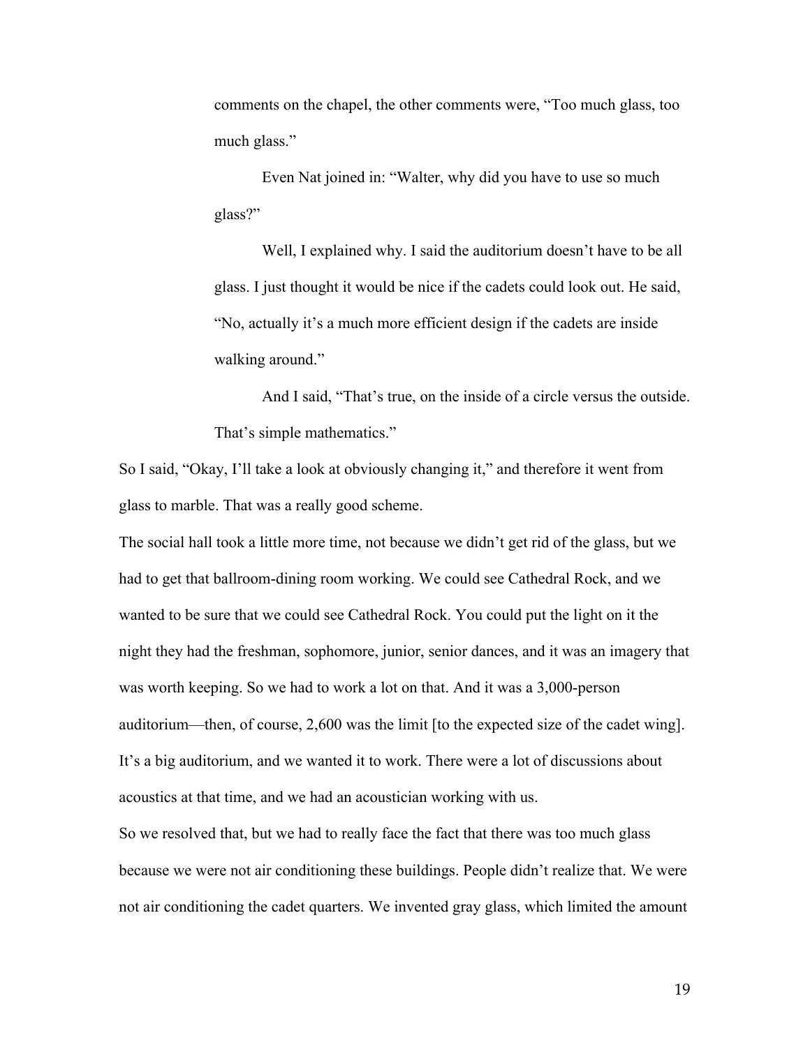> comments on the chapel, the other comments were, "Too much glass, too much glass."
>
> Even Nat joined in: "Walter, why did you have to use so much glass?"
>
> Well, I explained why. I said the auditorium doesn't have to be all glass. I just thought it would be nice if the cadets could look out. He said, "No, actually it's a much more efficient design if the cadets are inside walking around."
>
> And I said, "That's true, on the inside of a circle versus the outside. That's simple mathematics."

So I said, "Okay, I'll take a look at obviously changing it," and therefore it went from glass to marble. That was a really good scheme.

The social hall took a little more time, not because we didn't get rid of the glass, but we had to get that ballroom-dining room working. We could see Cathedral Rock, and we wanted to be sure that we could see Cathedral Rock. You could put the light on it the night they had the freshman, sophomore, junior, senior dances, and it was an imagery that was worth keeping. So we had to work a lot on that. And it was a 3,000-person auditorium—then, of course, 2,600 was the limit [to the expected size of the cadet wing]. It's a big auditorium, and we wanted it to work. There were a lot of discussions about acoustics at that time, and we had an acoustician working with us.

So we resolved that, but we had to really face the fact that there was too much glass because we were not air conditioning these buildings. People didn't realize that. We were not air conditioning the cadet quarters. We invented gray glass, which limited the amount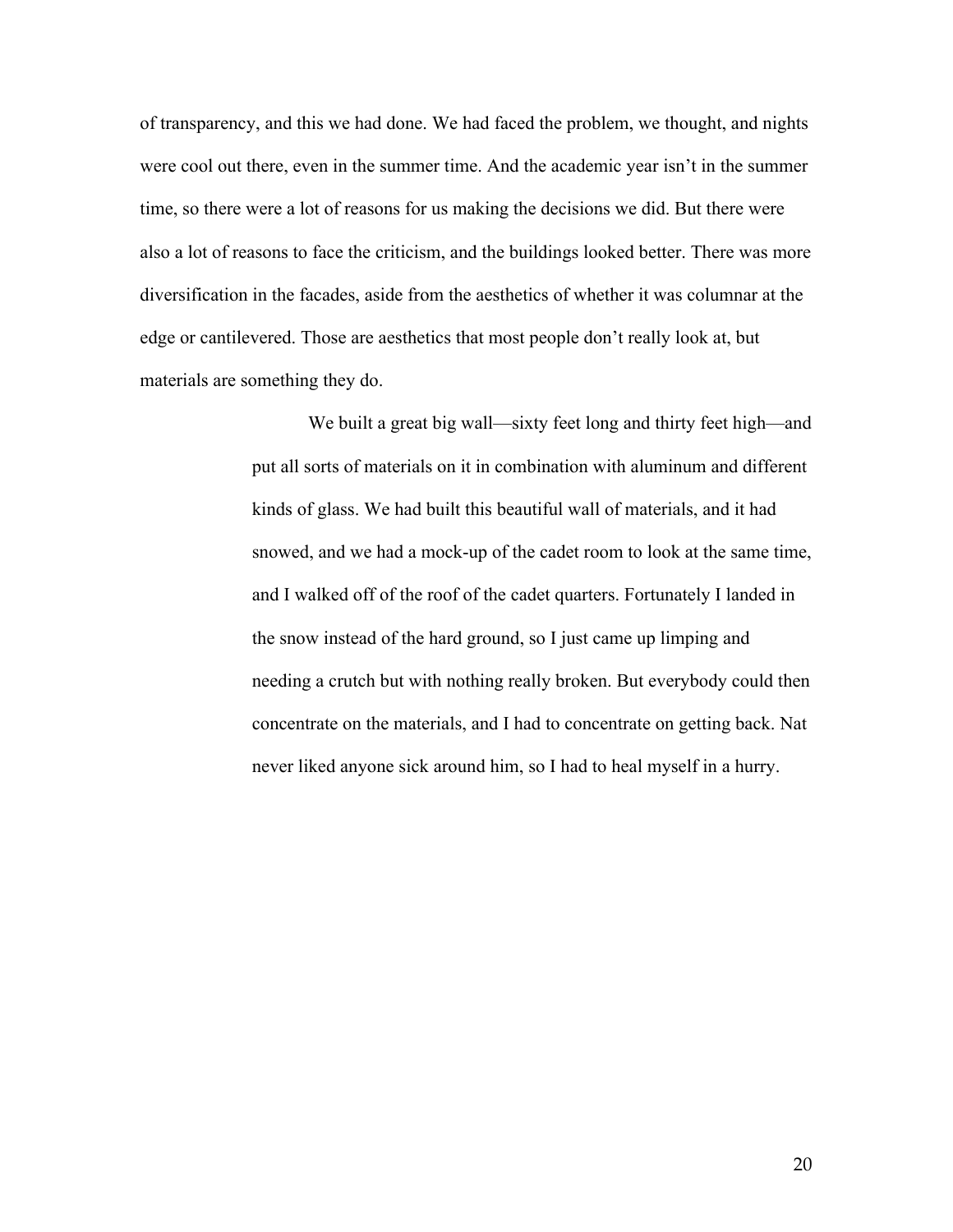of transparency, and this we had done. We had faced the problem, we thought, and nights were cool out there, even in the summer time. And the academic year isn't in the summer time, so there were a lot of reasons for us making the decisions we did. But there were also a lot of reasons to face the criticism, and the buildings looked better. There was more diversification in the facades, aside from the aesthetics of whether it was columnar at the edge or cantilevered. Those are aesthetics that most people don't really look at, but materials are something they do.

> We built a great big wall—sixty feet long and thirty feet high—and put all sorts of materials on it in combination with aluminum and different kinds of glass. We had built this beautiful wall of materials, and it had snowed, and we had a mock-up of the cadet room to look at the same time, and I walked off of the roof of the cadet quarters. Fortunately I landed in the snow instead of the hard ground, so I just came up limping and needing a crutch but with nothing really broken. But everybody could then concentrate on the materials, and I had to concentrate on getting back. Nat never liked anyone sick around him, so I had to heal myself in a hurry.